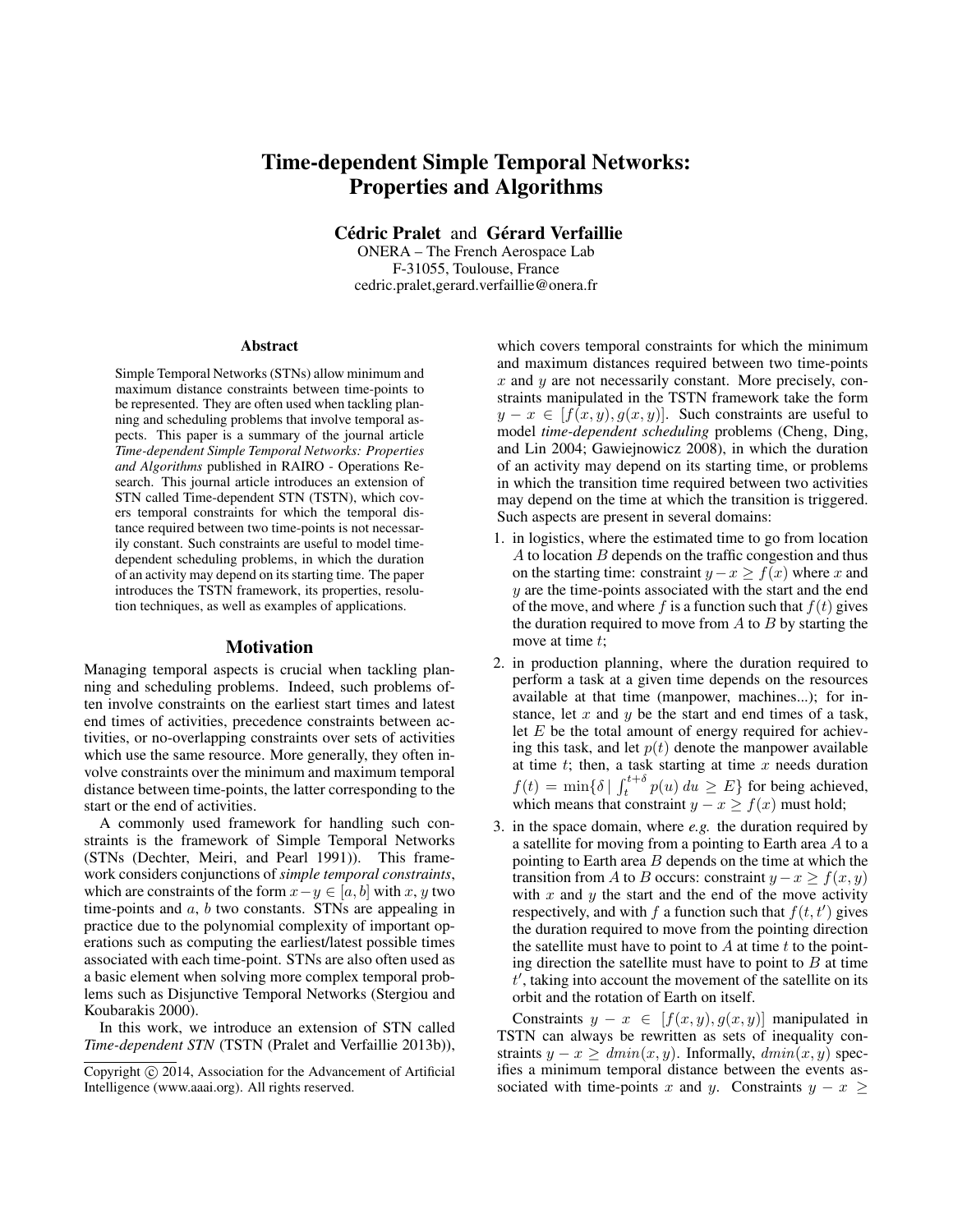# Time-dependent Simple Temporal Networks: Properties and Algorithms

**Cédric Pralet** and **Gérard Verfaillie**

ONERA – The French Aerospace Lab
F-31055, Toulouse, France
cedric.pralet,gerard.verfaillie@onera.fr

## Abstract

Simple Temporal Networks (STNs) allow minimum and maximum distance constraints between time-points to be represented. They are often used when tackling planning and scheduling problems that involve temporal aspects. This paper is a summary of the journal article *Time-dependent Simple Temporal Networks: Properties and Algorithms* published in RAIRO - Operations Research. This journal article introduces an extension of STN called Time-dependent STN (TSTN), which covers temporal constraints for which the temporal distance required between two time-points is not necessarily constant. Such constraints are useful to model time-dependent scheduling problems, in which the duration of an activity may depend on its starting time. The paper introduces the TSTN framework, its properties, resolution techniques, as well as examples of applications.

## Motivation

Managing temporal aspects is crucial when tackling planning and scheduling problems. Indeed, such problems often involve constraints on the earliest start times and latest end times of activities, precedence constraints between activities, or no-overlapping constraints over sets of activities which use the same resource. More generally, they often involve constraints over the minimum and maximum temporal distance between time-points, the latter corresponding to the start or the end of activities.

A commonly used framework for handling such constraints is the framework of Simple Temporal Networks (STNs (Dechter, Meiri, and Pearl 1991)). This framework considers conjunctions of *simple temporal constraints*, which are constraints of the form $x - y \in [a, b]$ with $x, y$ two time-points and $a$, $b$ two constants. STNs are appealing in practice due to the polynomial complexity of important operations such as computing the earliest/latest possible times associated with each time-point. STNs are also often used as a basic element when solving more complex temporal problems such as Disjunctive Temporal Networks (Stergiou and Koubarakis 2000).

In this work, we introduce an extension of STN called *Time-dependent STN* (TSTN (Pralet and Verfaillie 2013b)), which covers temporal constraints for which the minimum and maximum distances required between two time-points $x$ and $y$ are not necessarily constant. More precisely, constraints manipulated in the TSTN framework take the form $y - x \in [f(x, y), g(x, y)]$. Such constraints are useful to model *time-dependent scheduling* problems (Cheng, Ding, and Lin 2004; Gawiejnowicz 2008), in which the duration of an activity may depend on its starting time, or problems in which the transition time required between two activities may depend on the time at which the transition is triggered. Such aspects are present in several domains:

1. in logistics, where the estimated time to go from location $A$ to location $B$ depends on the traffic congestion and thus on the starting time: constraint $y - x \geq f(x)$ where $x$ and $y$ are the time-points associated with the start and the end of the move, and where $f$ is a function such that $f(t)$ gives the duration required to move from $A$ to $B$ by starting the move at time $t$;
2. in production planning, where the duration required to perform a task at a given time depends on the resources available at that time (manpower, machines...); for instance, let $x$ and $y$ be the start and end times of a task, let $E$ be the total amount of energy required for achieving this task, and let $p(t)$ denote the manpower available at time $t$; then, a task starting at time $x$ needs duration $f(t) = \min\{\delta \mid \int_t^{t+\delta} p(u)\, du \geq E\}$ for being achieved, which means that constraint $y - x \geq f(x)$ must hold;
3. in the space domain, where *e.g.* the duration required by a satellite for moving from a pointing to Earth area $A$ to a pointing to Earth area $B$ depends on the time at which the transition from $A$ to $B$ occurs: constraint $y - x \geq f(x, y)$ with $x$ and $y$ the start and the end of the move activity respectively, and with $f$ a function such that $f(t, t')$ gives the duration required to move from the pointing direction the satellite must have to point to $A$ at time $t$ to the pointing direction the satellite must have to point to $B$ at time $t'$, taking into account the movement of the satellite on its orbit and the rotation of Earth on itself.

Constraints $y - x \in [f(x, y), g(x, y)]$ manipulated in TSTN can always be rewritten as sets of inequality constraints $y - x \geq dmin(x, y)$. Informally, $dmin(x, y)$ specifies a minimum temporal distance between the events associated with time-points $x$ and $y$. Constraints $y - x \geq$

Copyright © 2014, Association for the Advancement of Artificial Intelligence (www.aaai.org). All rights reserved.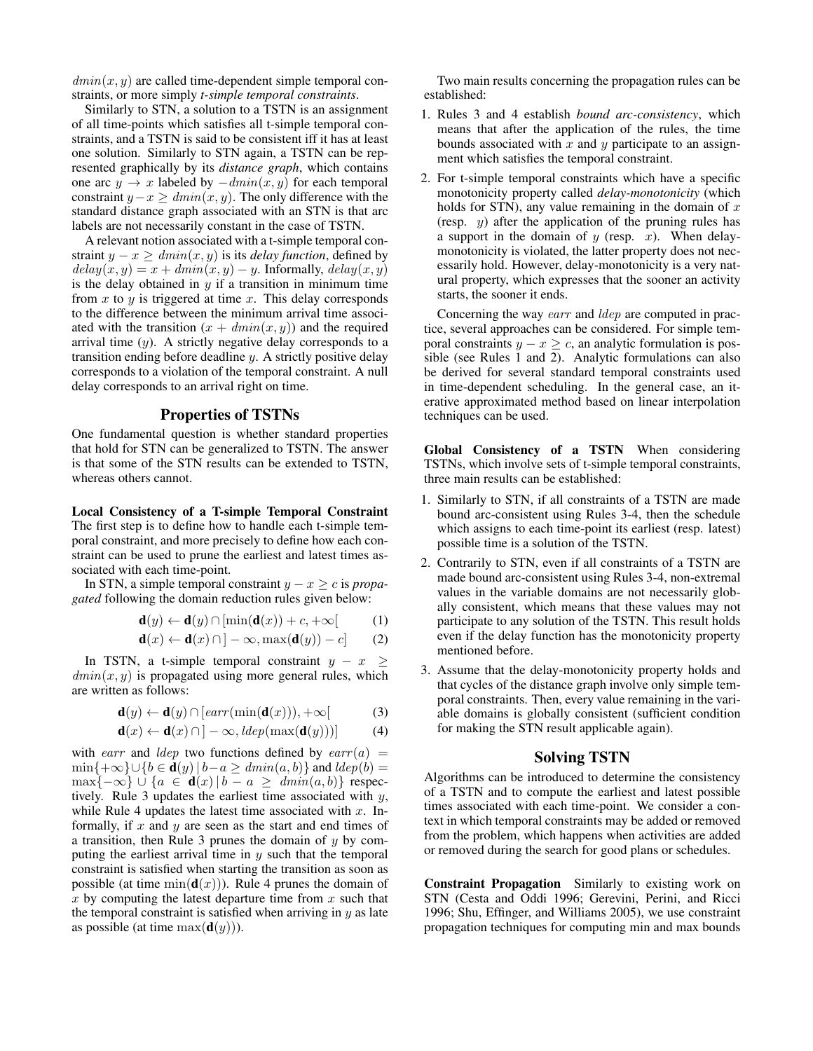$dmin(x, y)$ are called time-dependent simple temporal constraints, or more simply *t-simple temporal constraints*.

Similarly to STN, a solution to a TSTN is an assignment of all time-points which satisfies all t-simple temporal constraints, and a TSTN is said to be consistent iff it has at least one solution. Similarly to STN again, a TSTN can be represented graphically by its *distance graph*, which contains one arc $y \to x$ labeled by $-dmin(x, y)$ for each temporal constraint $y - x \geq dmin(x, y)$. The only difference with the standard distance graph associated with an STN is that arc labels are not necessarily constant in the case of TSTN.

A relevant notion associated with a t-simple temporal constraint $y - x \geq dmin(x, y)$ is its *delay function*, defined by $delay(x, y) = x + dmin(x, y) - y$. Informally, $delay(x, y)$ is the delay obtained in $y$ if a transition in minimum time from $x$ to $y$ is triggered at time $x$. This delay corresponds to the difference between the minimum arrival time associated with the transition $(x + dmin(x, y))$ and the required arrival time $(y)$. A strictly negative delay corresponds to a transition ending before deadline $y$. A strictly positive delay corresponds to a violation of the temporal constraint. A null delay corresponds to an arrival right on time.

## Properties of TSTNs

One fundamental question is whether standard properties that hold for STN can be generalized to TSTN. The answer is that some of the STN results can be extended to TSTN, whereas others cannot.

**Local Consistency of a T-simple Temporal Constraint** The first step is to define how to handle each t-simple temporal constraint, and more precisely to define how each constraint can be used to prune the earliest and latest times associated with each time-point.

In STN, a simple temporal constraint $y - x \geq c$ is *propagated* following the domain reduction rules given below:

$$\mathbf{d}(y) \leftarrow \mathbf{d}(y) \cap [\min(\mathbf{d}(x)) + c, +\infty[ \tag{1}$$

$$\mathbf{d}(x) \leftarrow \mathbf{d}(x) \cap ]-\infty, \max(\mathbf{d}(y)) - c] \tag{2}$$

In TSTN, a t-simple temporal constraint $y - x \geq dmin(x, y)$ is propagated using more general rules, which are written as follows:

$$\mathbf{d}(y) \leftarrow \mathbf{d}(y) \cap [earr(\min(\mathbf{d}(x))), +\infty[ \tag{3}$$

$$\mathbf{d}(x) \leftarrow \mathbf{d}(x) \cap ]-\infty, ldep(\max(\mathbf{d}(y)))] \tag{4}$$

with $earr$ and $ldep$ two functions defined by $earr(a) = \min\{+\infty\} \cup \{b \in \mathbf{d}(y) \,|\, b - a \geq dmin(a, b)\}$ and $ldep(b) = \max\{-\infty\} \cup \{a \in \mathbf{d}(x) \,|\, b - a \geq dmin(a, b)\}$ respectively. Rule 3 updates the earliest time associated with $y$, while Rule 4 updates the latest time associated with $x$. Informally, if $x$ and $y$ are seen as the start and end times of a transition, then Rule 3 prunes the domain of $y$ by computing the earliest arrival time in $y$ such that the temporal constraint is satisfied when starting the transition as soon as possible (at time $\min(\mathbf{d}(x))$). Rule 4 prunes the domain of $x$ by computing the latest departure time from $x$ such that the temporal constraint is satisfied when arriving in $y$ as late as possible (at time $\max(\mathbf{d}(y))$).

Two main results concerning the propagation rules can be established:

1. Rules 3 and 4 establish *bound arc-consistency*, which means that after the application of the rules, the time bounds associated with $x$ and $y$ participate to an assignment which satisfies the temporal constraint.
2. For t-simple temporal constraints which have a specific monotonicity property called *delay-monotonicity* (which holds for STN), any value remaining in the domain of $x$ (resp. $y$) after the application of the pruning rules has a support in the domain of $y$ (resp. $x$). When delay-monotonicity is violated, the latter property does not necessarily hold. However, delay-monotonicity is a very natural property, which expresses that the sooner an activity starts, the sooner it ends.

Concerning the way $earr$ and $ldep$ are computed in practice, several approaches can be considered. For simple temporal constraints $y - x \geq c$, an analytic formulation is possible (see Rules 1 and 2). Analytic formulations can also be derived for several standard temporal constraints used in time-dependent scheduling. In the general case, an iterative approximated method based on linear interpolation techniques can be used.

**Global Consistency of a TSTN** When considering TSTNs, which involve sets of t-simple temporal constraints, three main results can be established:

1. Similarly to STN, if all constraints of a TSTN are made bound arc-consistent using Rules 3-4, then the schedule which assigns to each time-point its earliest (resp. latest) possible time is a solution of the TSTN.
2. Contrarily to STN, even if all constraints of a TSTN are made bound arc-consistent using Rules 3-4, non-extremal values in the variable domains are not necessarily globally consistent, which means that these values may not participate to any solution of the TSTN. This result holds even if the delay function has the monotonicity property mentioned before.
3. Assume that the delay-monotonicity property holds and that cycles of the distance graph involve only simple temporal constraints. Then, every value remaining in the variable domains is globally consistent (sufficient condition for making the STN result applicable again).

## Solving TSTN

Algorithms can be introduced to determine the consistency of a TSTN and to compute the earliest and latest possible times associated with each time-point. We consider a context in which temporal constraints may be added or removed from the problem, which happens when activities are added or removed during the search for good plans or schedules.

**Constraint Propagation** Similarly to existing work on STN (Cesta and Oddi 1996; Gerevini, Perini, and Ricci 1996; Shu, Effinger, and Williams 2005), we use constraint propagation techniques for computing min and max bounds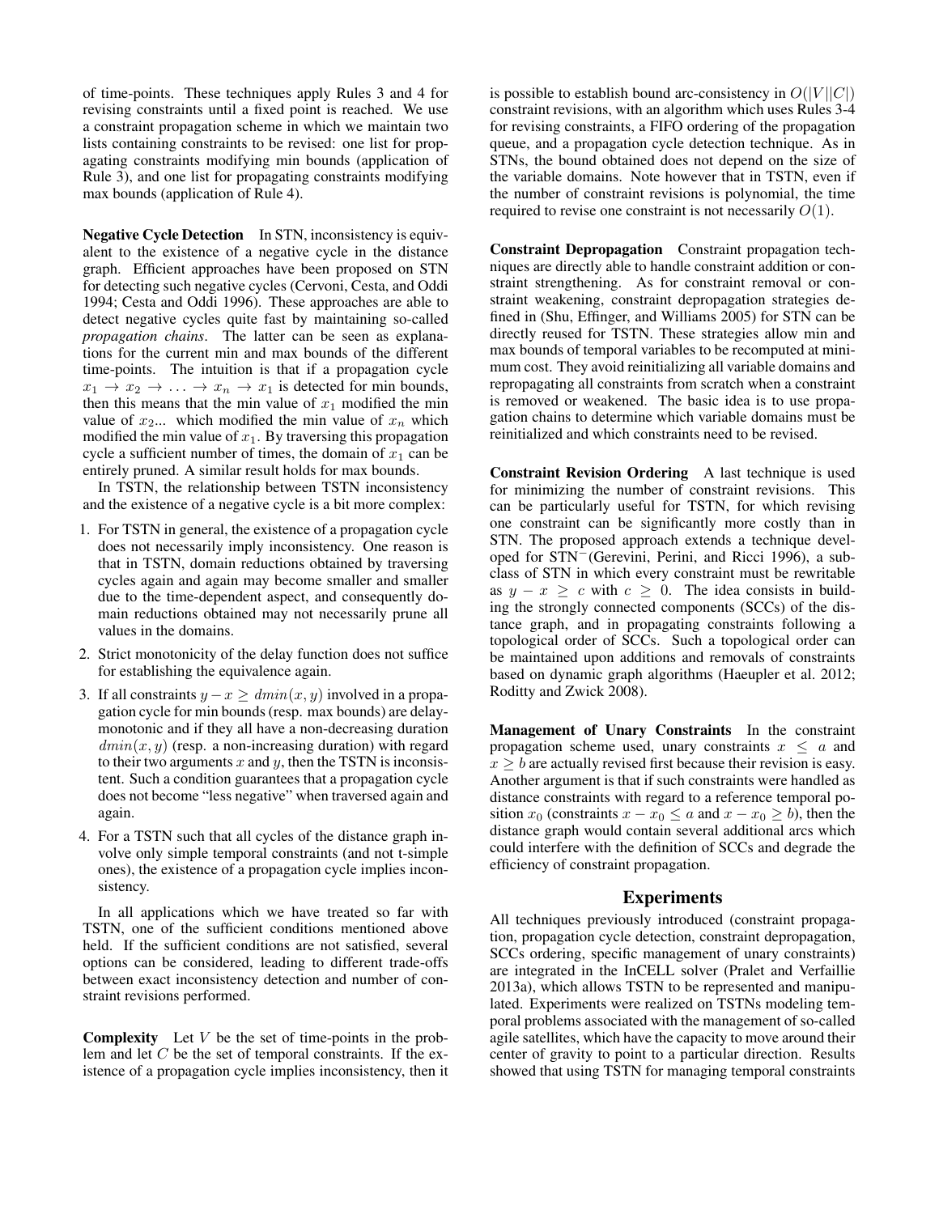of time-points. These techniques apply Rules 3 and 4 for revising constraints until a fixed point is reached. We use a constraint propagation scheme in which we maintain two lists containing constraints to be revised: one list for propagating constraints modifying min bounds (application of Rule 3), and one list for propagating constraints modifying max bounds (application of Rule 4).

**Negative Cycle Detection** In STN, inconsistency is equivalent to the existence of a negative cycle in the distance graph. Efficient approaches have been proposed on STN for detecting such negative cycles (Cervoni, Cesta, and Oddi 1994; Cesta and Oddi 1996). These approaches are able to detect negative cycles quite fast by maintaining so-called *propagation chains*. The latter can be seen as explanations for the current min and max bounds of the different time-points. The intuition is that if a propagation cycle $x_1 \to x_2 \to \ldots \to x_n \to x_1$ is detected for min bounds, then this means that the min value of $x_1$ modified the min value of $x_2$... which modified the min value of $x_n$ which modified the min value of $x_1$. By traversing this propagation cycle a sufficient number of times, the domain of $x_1$ can be entirely pruned. A similar result holds for max bounds.

In TSTN, the relationship between TSTN inconsistency and the existence of a negative cycle is a bit more complex:

1. For TSTN in general, the existence of a propagation cycle does not necessarily imply inconsistency. One reason is that in TSTN, domain reductions obtained by traversing cycles again and again may become smaller and smaller due to the time-dependent aspect, and consequently domain reductions obtained may not necessarily prune all values in the domains.
2. Strict monotonicity of the delay function does not suffice for establishing the equivalence again.
3. If all constraints $y - x \geq dmin(x, y)$ involved in a propagation cycle for min bounds (resp. max bounds) are delay-monotonic and if they all have a non-decreasing duration $dmin(x, y)$ (resp. a non-increasing duration) with regard to their two arguments $x$ and $y$, then the TSTN is inconsistent. Such a condition guarantees that a propagation cycle does not become "less negative" when traversed again and again.
4. For a TSTN such that all cycles of the distance graph involve only simple temporal constraints (and not t-simple ones), the existence of a propagation cycle implies inconsistency.

In all applications which we have treated so far with TSTN, one of the sufficient conditions mentioned above held. If the sufficient conditions are not satisfied, several options can be considered, leading to different trade-offs between exact inconsistency detection and number of constraint revisions performed.

**Complexity** Let $V$ be the set of time-points in the problem and let $C$ be the set of temporal constraints. If the existence of a propagation cycle implies inconsistency, then it is possible to establish bound arc-consistency in $O(|V||C|)$ constraint revisions, with an algorithm which uses Rules 3-4 for revising constraints, a FIFO ordering of the propagation queue, and a propagation cycle detection technique. As in STNs, the bound obtained does not depend on the size of the variable domains. Note however that in TSTN, even if the number of constraint revisions is polynomial, the time required to revise one constraint is not necessarily $O(1)$.

**Constraint Depropagation** Constraint propagation techniques are directly able to handle constraint addition or constraint strengthening. As for constraint removal or constraint weakening, constraint depropagation strategies defined in (Shu, Effinger, and Williams 2005) for STN can be directly reused for TSTN. These strategies allow min and max bounds of temporal variables to be recomputed at minimum cost. They avoid reinitializing all variable domains and repropagating all constraints from scratch when a constraint is removed or weakened. The basic idea is to use propagation chains to determine which variable domains must be reinitialized and which constraints need to be revised.

**Constraint Revision Ordering** A last technique is used for minimizing the number of constraint revisions. This can be particularly useful for TSTN, for which revising one constraint can be significantly more costly than in STN. The proposed approach extends a technique developed for STN$^-$(Gerevini, Perini, and Ricci 1996), a subclass of STN in which every constraint must be rewritable as $y - x \geq c$ with $c \geq 0$. The idea consists in building the strongly connected components (SCCs) of the distance graph, and in propagating constraints following a topological order of SCCs. Such a topological order can be maintained upon additions and removals of constraints based on dynamic graph algorithms (Haeupler et al. 2012; Roditty and Zwick 2008).

**Management of Unary Constraints** In the constraint propagation scheme used, unary constraints $x \leq a$ and $x \geq b$ are actually revised first because their revision is easy. Another argument is that if such constraints were handled as distance constraints with regard to a reference temporal position $x_0$ (constraints $x - x_0 \leq a$ and $x - x_0 \geq b$), then the distance graph would contain several additional arcs which could interfere with the definition of SCCs and degrade the efficiency of constraint propagation.

## Experiments

All techniques previously introduced (constraint propagation, propagation cycle detection, constraint depropagation, SCCs ordering, specific management of unary constraints) are integrated in the InCELL solver (Pralet and Verfaillie 2013a), which allows TSTN to be represented and manipulated. Experiments were realized on TSTNs modeling temporal problems associated with the management of so-called agile satellites, which have the capacity to move around their center of gravity to point to a particular direction. Results showed that using TSTN for managing temporal constraints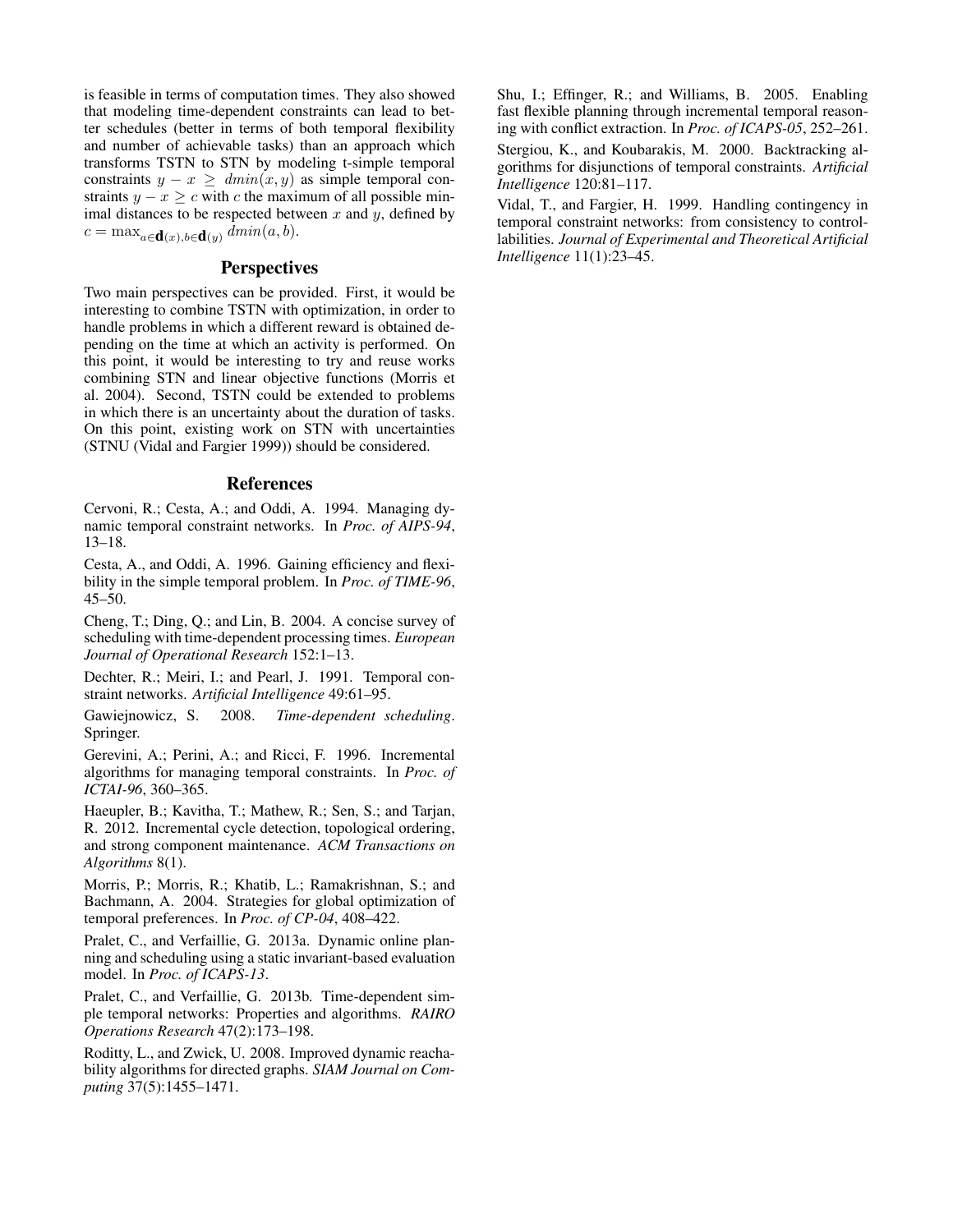is feasible in terms of computation times. They also showed that modeling time-dependent constraints can lead to better schedules (better in terms of both temporal flexibility and number of achievable tasks) than an approach which transforms TSTN to STN by modeling t-simple temporal constraints $y - x \geq dmin(x, y)$ as simple temporal constraints $y - x \geq c$ with $c$ the maximum of all possible minimal distances to be respected between $x$ and $y$, defined by $c = \max_{a \in \mathbf{d}(x), b \in \mathbf{d}(y)} dmin(a, b)$.

## Perspectives

Two main perspectives can be provided. First, it would be interesting to combine TSTN with optimization, in order to handle problems in which a different reward is obtained depending on the time at which an activity is performed. On this point, it would be interesting to try and reuse works combining STN and linear objective functions (Morris et al. 2004). Second, TSTN could be extended to problems in which there is an uncertainty about the duration of tasks. On this point, existing work on STN with uncertainties (STNU (Vidal and Fargier 1999)) should be considered.

## References

Cervoni, R.; Cesta, A.; and Oddi, A. 1994. Managing dynamic temporal constraint networks. In *Proc. of AIPS-94*, 13–18.

Cesta, A., and Oddi, A. 1996. Gaining efficiency and flexibility in the simple temporal problem. In *Proc. of TIME-96*, 45–50.

Cheng, T.; Ding, Q.; and Lin, B. 2004. A concise survey of scheduling with time-dependent processing times. *European Journal of Operational Research* 152:1–13.

Dechter, R.; Meiri, I.; and Pearl, J. 1991. Temporal constraint networks. *Artificial Intelligence* 49:61–95.

Gawiejnowicz, S. 2008. *Time-dependent scheduling*. Springer.

Gerevini, A.; Perini, A.; and Ricci, F. 1996. Incremental algorithms for managing temporal constraints. In *Proc. of ICTAI-96*, 360–365.

Haeupler, B.; Kavitha, T.; Mathew, R.; Sen, S.; and Tarjan, R. 2012. Incremental cycle detection, topological ordering, and strong component maintenance. *ACM Transactions on Algorithms* 8(1).

Morris, P.; Morris, R.; Khatib, L.; Ramakrishnan, S.; and Bachmann, A. 2004. Strategies for global optimization of temporal preferences. In *Proc. of CP-04*, 408–422.

Pralet, C., and Verfaillie, G. 2013a. Dynamic online planning and scheduling using a static invariant-based evaluation model. In *Proc. of ICAPS-13*.

Pralet, C., and Verfaillie, G. 2013b. Time-dependent simple temporal networks: Properties and algorithms. *RAIRO Operations Research* 47(2):173–198.

Roditty, L., and Zwick, U. 2008. Improved dynamic reachability algorithms for directed graphs. *SIAM Journal on Computing* 37(5):1455–1471.

Shu, I.; Effinger, R.; and Williams, B. 2005. Enabling fast flexible planning through incremental temporal reasoning with conflict extraction. In *Proc. of ICAPS-05*, 252–261.

Stergiou, K., and Koubarakis, M. 2000. Backtracking algorithms for disjunctions of temporal constraints. *Artificial Intelligence* 120:81–117.

Vidal, T., and Fargier, H. 1999. Handling contingency in temporal constraint networks: from consistency to controllabilities. *Journal of Experimental and Theoretical Artificial Intelligence* 11(1):23–45.